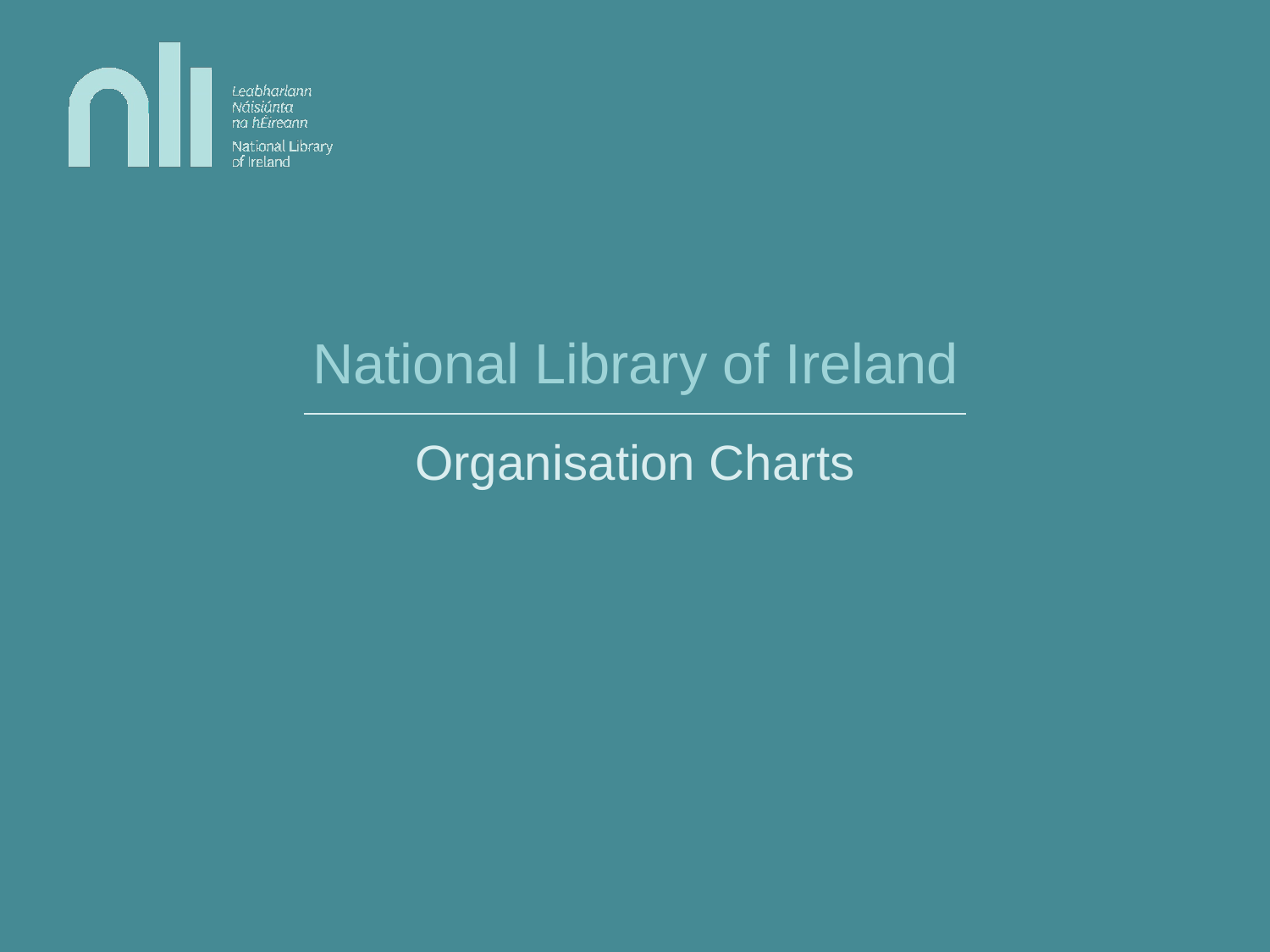Leabharlann Náisiúnta na hÉireann

National Library of Ireland

# National Library of Ireland

## Organisation Charts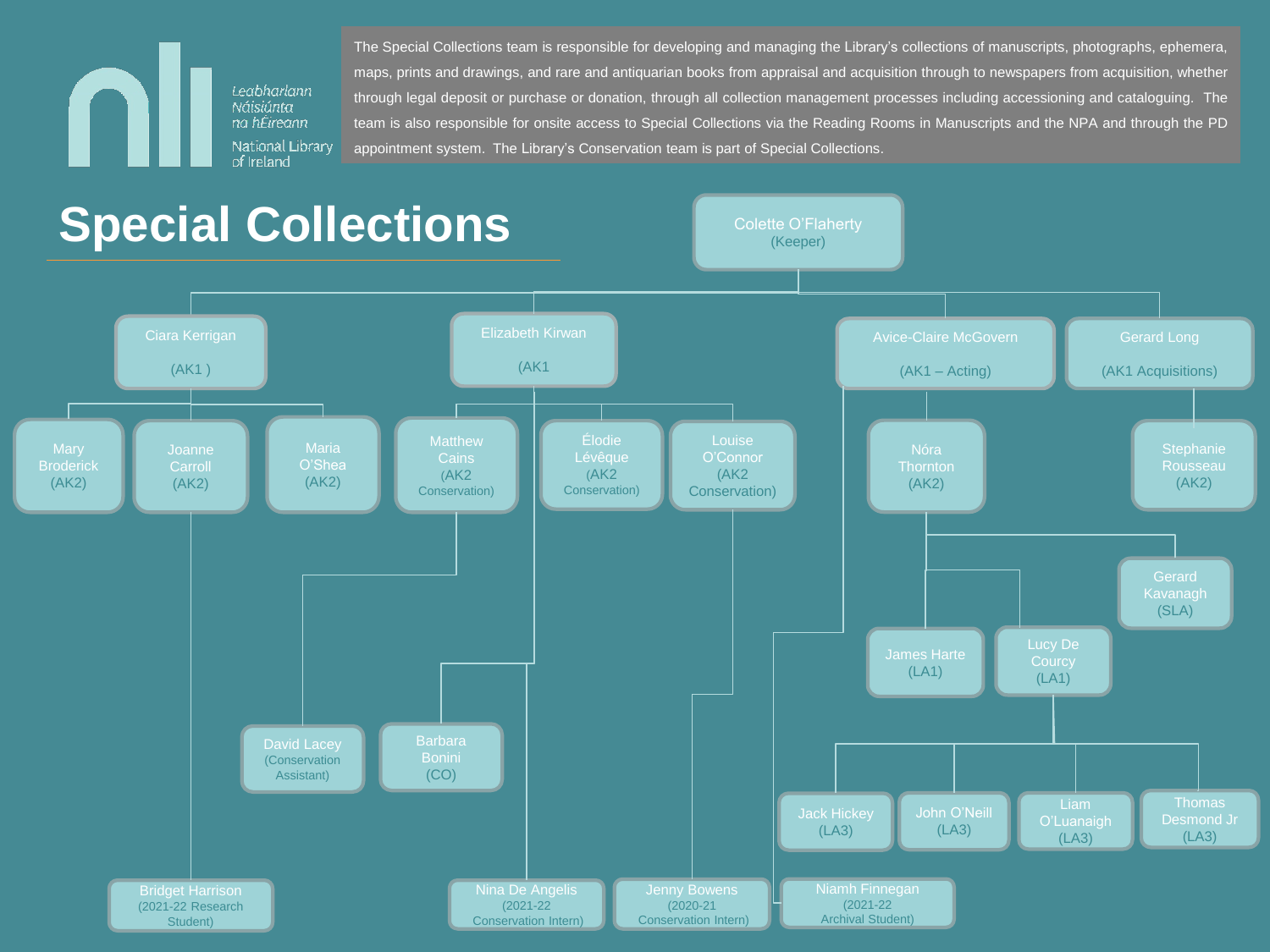Leabharlann Náisiúnta na hÉireann

National Library of Ireland

The Special Collections team is responsible for developing and managing the Library's collections of manuscripts, photographs, ephemera, maps, prints and drawings, and rare and antiquarian books from appraisal and acquisition through to newspapers from acquisition, whether through legal deposit or purchase or donation, through all collection management processes including accessioning and cataloguing. The team is also responsible for onsite access to Special Collections via the Reading Rooms in Manuscripts and the NPA and through the PD appointment system. The Library's Conservation team is part of Special Collections.

# Special Collections

- Colette O'Flaherty (Keeper)
  - Ciara Kerrigan (AK1 )
    - Mary Broderick (AK2)
    - Joanne Carroll (AK2)
      - Bridget Harrison (2021-22 Research Student)
    - Maria O'Shea (AK2)
  - Elizabeth Kirwan (AK1
    - Matthew Cains (AK2 Conservation)
      - David Lacey (Conservation Assistant)
    - Élodie Lévêque (AK2 Conservation)
    - Louise O'Connor (AK2 Conservation)
      - Jenny Bowens (2020-21 Conservation Intern)
    - Barbara Bonini (CO)
    - Nina De Angelis (2021-22 Conservation Intern)
  - Avice-Claire McGovern (AK1 – Acting)
    - Nóra Thornton (AK2)
      - Gerard Kavanagh (SLA)
      - James Harte (LA1)
      - Lucy De Courcy (LA1)
        - Jack Hickey (LA3)
        - John O'Neill (LA3)
        - Liam O'Luanaigh (LA3)
        - Thomas Desmond Jr (LA3)
    - Niamh Finnegan (2021-22 Archival Student)
  - Gerard Long (AK1 Acquisitions)
    - Stephanie Rousseau (AK2)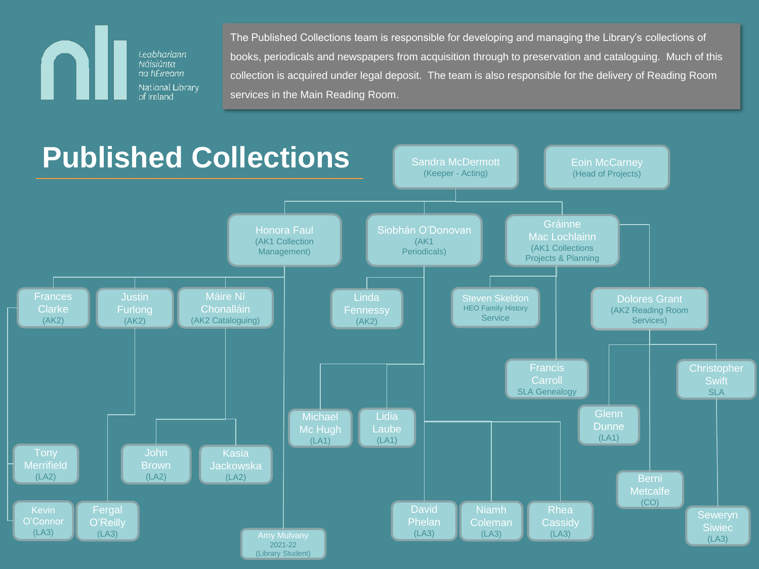Leabharlann Náisiúnta na hÉireann

National Library of Ireland

The Published Collections team is responsible for developing and managing the Library's collections of books, periodicals and newspapers from acquisition through to preservation and cataloguing. Much of this collection is acquired under legal deposit. The team is also responsible for the delivery of Reading Room services in the Main Reading Room.

# Published Collections

- **Sandra McDermott** (Keeper - Acting)
  - **Honora Faul** (AK1 Collection Management)
    - **Frances Clarke** (AK2)
      - Tony Merrifield (LA2)
      - Kevin O'Connor (LA3)
    - **Justin Furlong** (AK2)
      - Fergal O'Reilly (LA3)
    - **Máire Ní Chonalláin** (AK2 Cataloguing)
      - John Brown (LA2)
      - Kasia Jackowska (LA2)
    - Amy Mulvany 2021-22 (Library Student)
  - **Siobhán O'Donovan** (AK1 Periodicals)
    - **Linda Fennessy** (AK2)
    - Michael Mc Hugh (LA1)
    - Lidia Laube (LA1)
    - David Phelan (LA3)
    - Niamh Coleman (LA3)
    - Rhea Cassidy (LA3)
  - **Gráinne Mac Lochlainn** (AK1 Collections Projects & Planning)
    - **Steven Skeldon** HEO Family History Service
    - Francis Carroll SLA Genealogy
    - **Dolores Grant** (AK2 Reading Room Services)
      - Glenn Dunne (LA1)
      - Berni Metcalfe (CO)
      - Christopher Swift SLA
        - Seweryn Siwiec (LA3)
- **Eoin McCarney** (Head of Projects)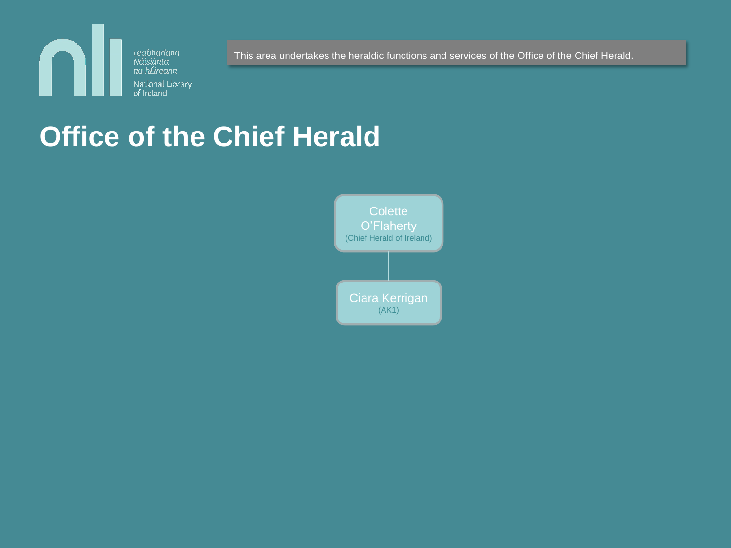Leabharlann Náisiúnta na hÉireann

National Library of Ireland

This area undertakes the heraldic functions and services of the Office of the Chief Herald.

# Office of the Chief Herald

- Colette O'Flaherty (Chief Herald of Ireland)
  - Ciara Kerrigan (AK1)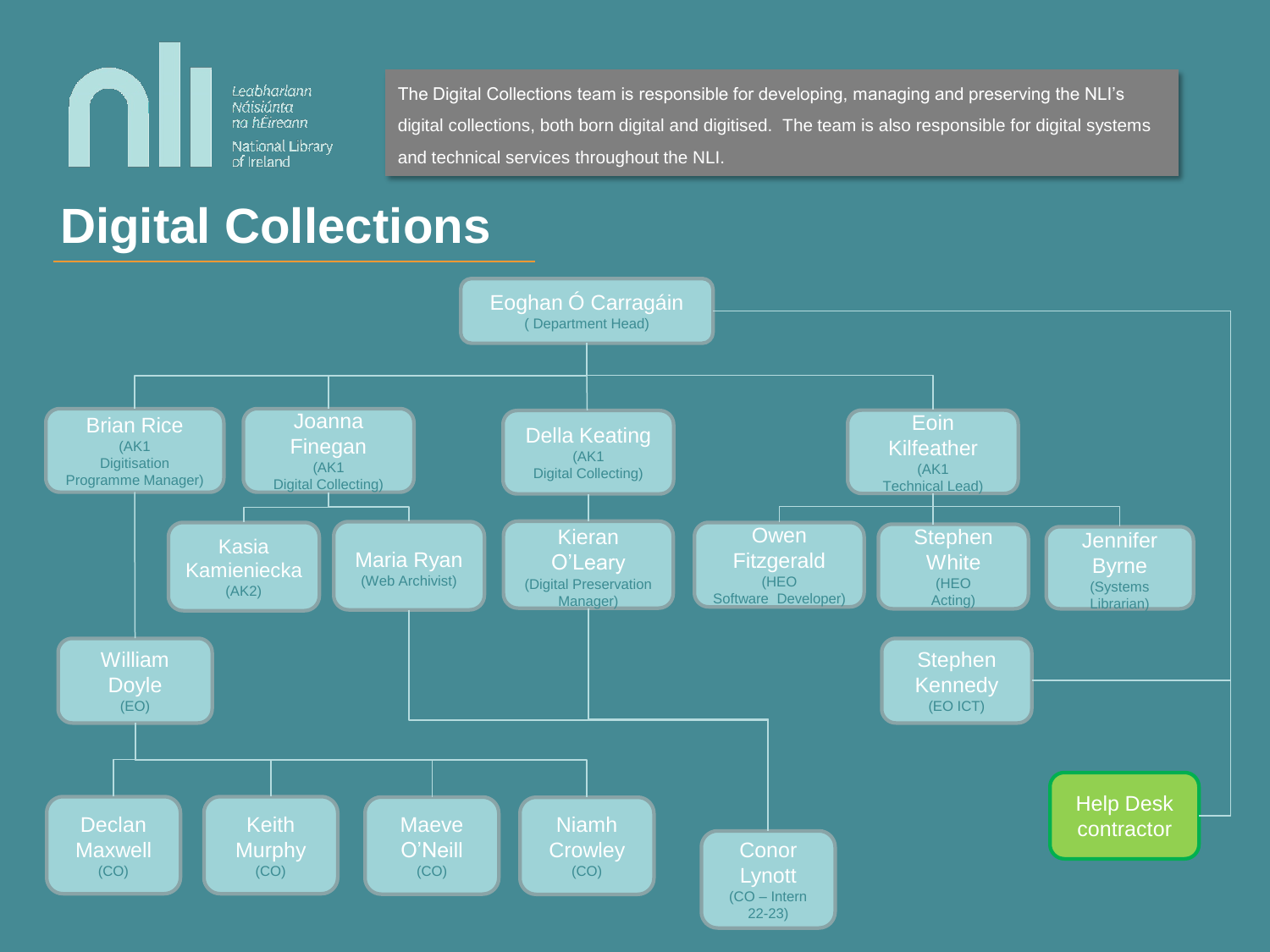Leabharlann Náisiúnta na hÉireann

National Library of Ireland

The Digital Collections team is responsible for developing, managing and preserving the NLI's digital collections, both born digital and digitised. The team is also responsible for digital systems and technical services throughout the NLI.

# Digital Collections

- **Eoghan Ó Carragáin** (Department Head)
  - **Brian Rice** (AK1 Digitisation Programme Manager)
    - **William Doyle** (EO)
      - **Declan Maxwell** (CO)
      - **Keith Murphy** (CO)
      - **Maeve O'Neill** (CO)
      - **Niamh Crowley** (CO)
  - **Joanna Finegan** (AK1 Digital Collecting)
    - **Kasia Kamieniecka** (AK2)
    - **Maria Ryan** (Web Archivist)
      - **Conor Lynott** (CO – Intern 22-23)
  - **Della Keating** (AK1 Digital Collecting)
    - **Kieran O'Leary** (Digital Preservation Manager)
      - **Conor Lynott** (CO – Intern 22-23)
  - **Eoin Kilfeather** (AK1 Technical Lead)
    - **Owen Fitzgerald** (HEO Software Developer)
    - **Stephen White** (HEO Acting)
    - **Jennifer Byrne** (Systems Librarian)
  - **Stephen Kennedy** (EO ICT)
  - **Help Desk contractor**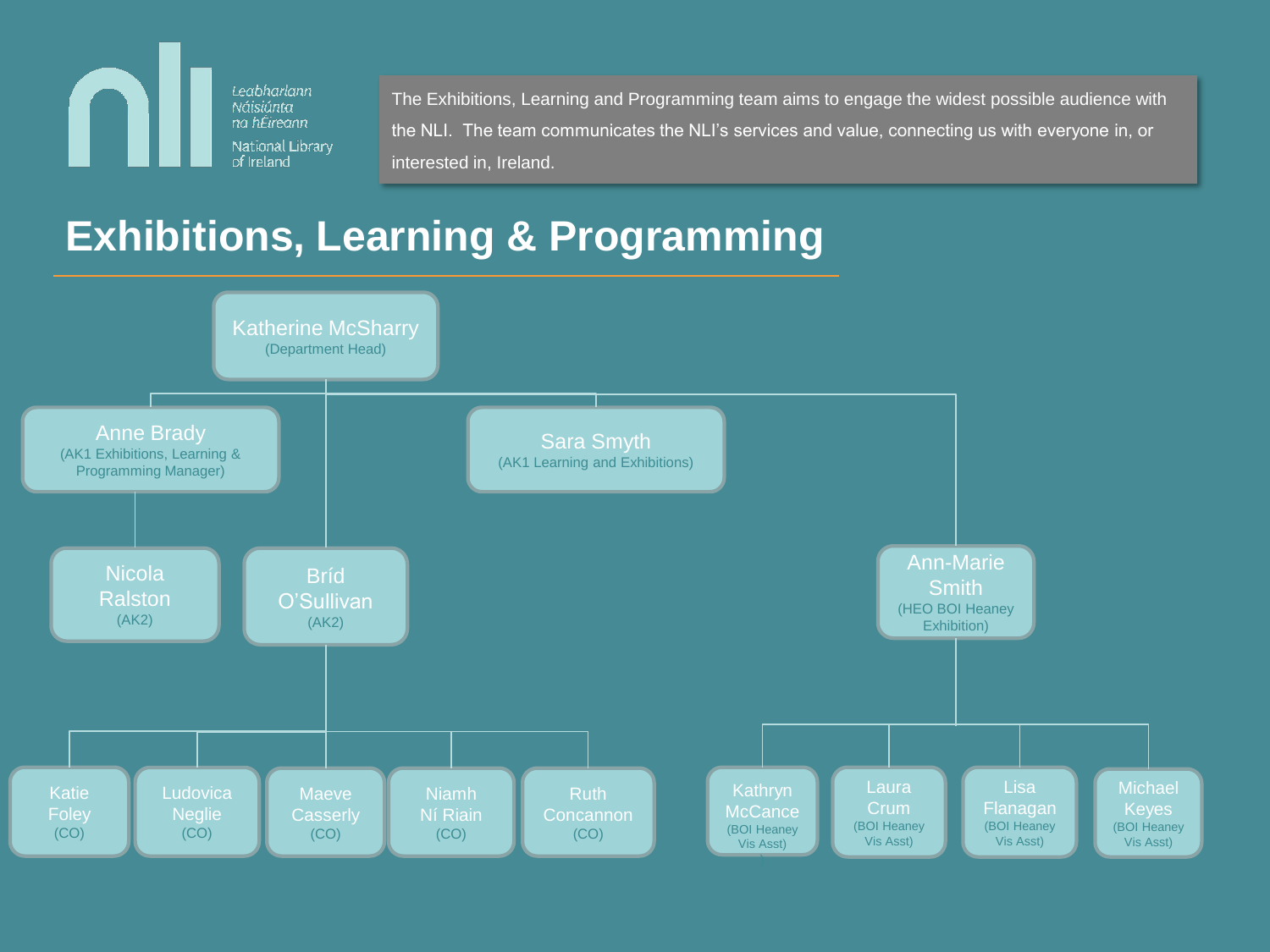The Exhibitions, Learning and Programming team aims to engage the widest possible audience with the NLI. The team communicates the NLI's services and value, connecting us with everyone in, or interested in, Ireland.

# Exhibitions, Learning & Programming

- **Katherine McSharry** (Department Head)
  - **Anne Brady** (AK1 Exhibitions, Learning & Programming Manager)
    - **Nicola Ralston** (AK2)
  - **Bríd O'Sullivan** (AK2)
    - **Katie Foley** (CO)
    - **Ludovica Neglie** (CO)
    - **Maeve Casserly** (CO)
    - **Niamh Ní Riain** (CO)
    - **Ruth Concannon** (CO)
  - **Sara Smyth** (AK1 Learning and Exhibitions)
  - **Ann-Marie Smith** (HEO BOI Heaney Exhibition)
    - **Kathryn McCance** (BOI Heaney Vis Asst)
    - **Laura Crum** (BOI Heaney Vis Asst)
    - **Lisa Flanagan** (BOI Heaney Vis Asst)
    - **Michael Keyes** (BOI Heaney Vis Asst)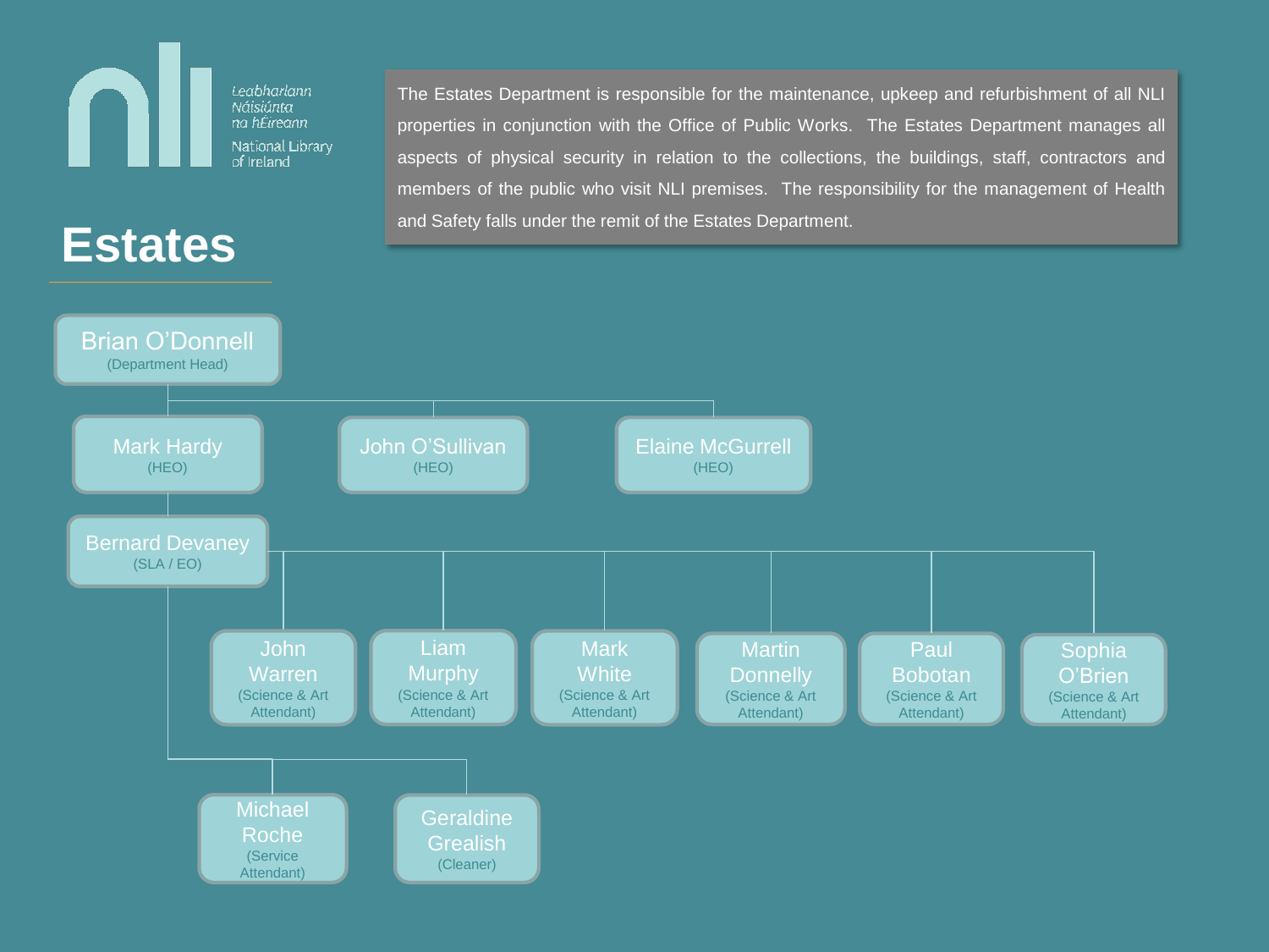Leabharlann Náisiúnta na hÉireann

National Library of Ireland

# Estates

The Estates Department is responsible for the maintenance, upkeep and refurbishment of all NLI properties in conjunction with the Office of Public Works. The Estates Department manages all aspects of physical security in relation to the collections, the buildings, staff, contractors and members of the public who visit NLI premises. The responsibility for the management of Health and Safety falls under the remit of the Estates Department.

- **Brian O'Donnell** (Department Head)
  - **Mark Hardy** (HEO)
    - **Bernard Devaney** (SLA / EO)
      - **John Warren** (Science & Art Attendant)
      - **Liam Murphy** (Science & Art Attendant)
      - **Mark White** (Science & Art Attendant)
      - **Martin Donnelly** (Science & Art Attendant)
      - **Paul Bobotan** (Science & Art Attendant)
      - **Sophia O'Brien** (Science & Art Attendant)
      - **Michael Roche** (Service Attendant)
      - **Geraldine Grealish** (Cleaner)
  - **John O'Sullivan** (HEO)
  - **Elaine McGurrell** (HEO)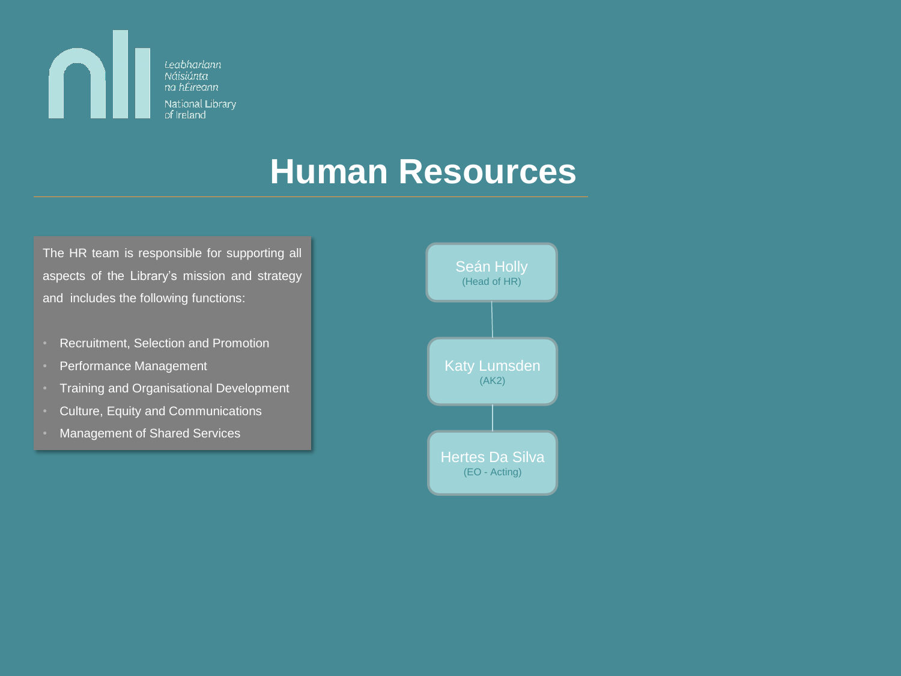Leabharlann Náisiúnta na hÉireann
National Library of Ireland

# Human Resources

The HR team is responsible for supporting all aspects of the Library's mission and strategy and includes the following functions:

- Recruitment, Selection and Promotion
- Performance Management
- Training and Organisational Development
- Culture, Equity and Communications
- Management of Shared Services

Seán Holly
(Head of HR)

Katy Lumsden
(AK2)

Hertes Da Silva
(EO - Acting)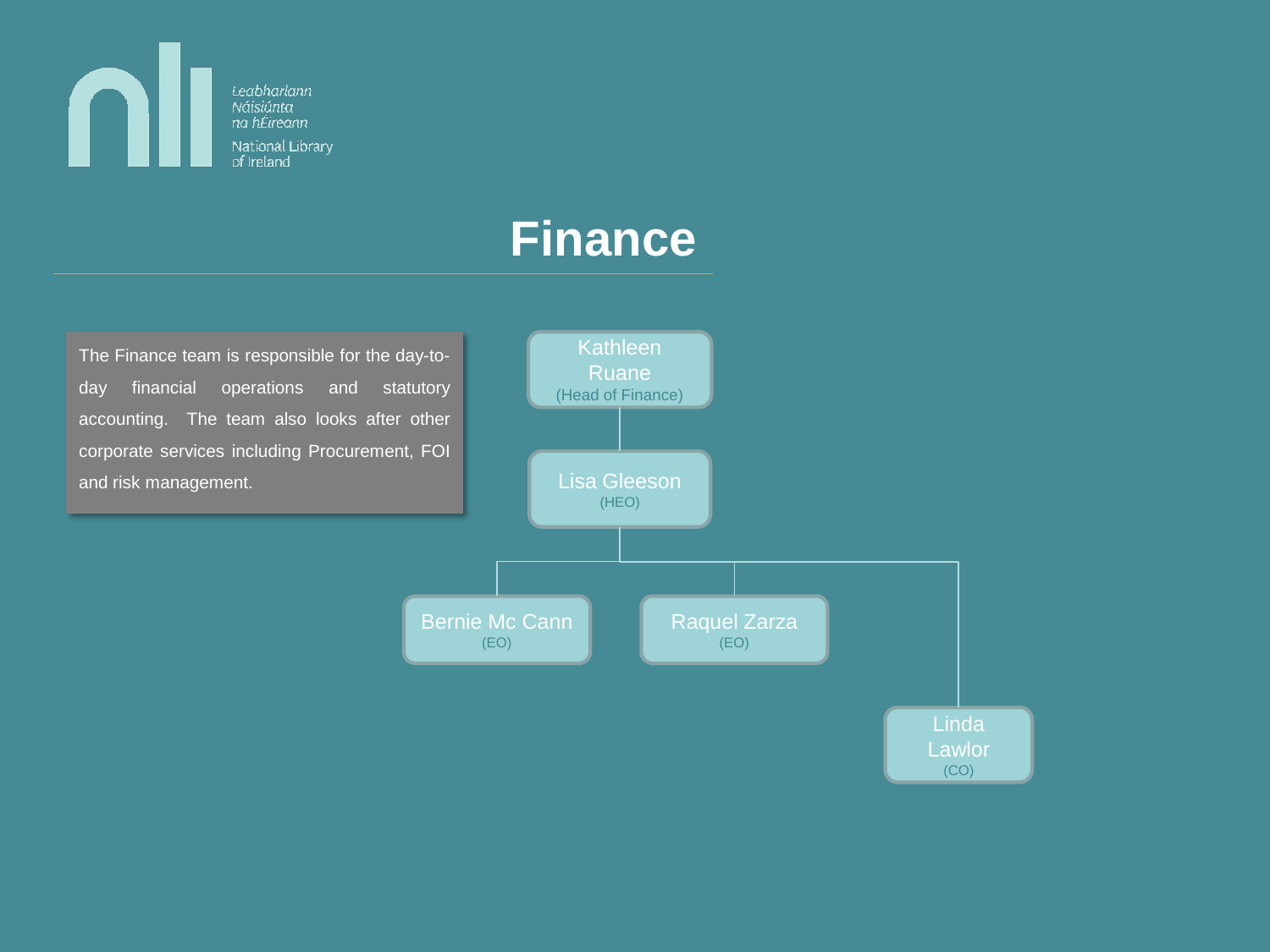Leabharlann Náisiúnta na hÉireann
National Library of Ireland

# Finance

The Finance team is responsible for the day-to-day financial operations and statutory accounting. The team also looks after other corporate services including Procurement, FOI and risk management.

- Kathleen Ruane (Head of Finance)
  - Lisa Gleeson (HEO)
    - Bernie Mc Cann (EO)
    - Raquel Zarza (EO)
    - Linda Lawlor (CO)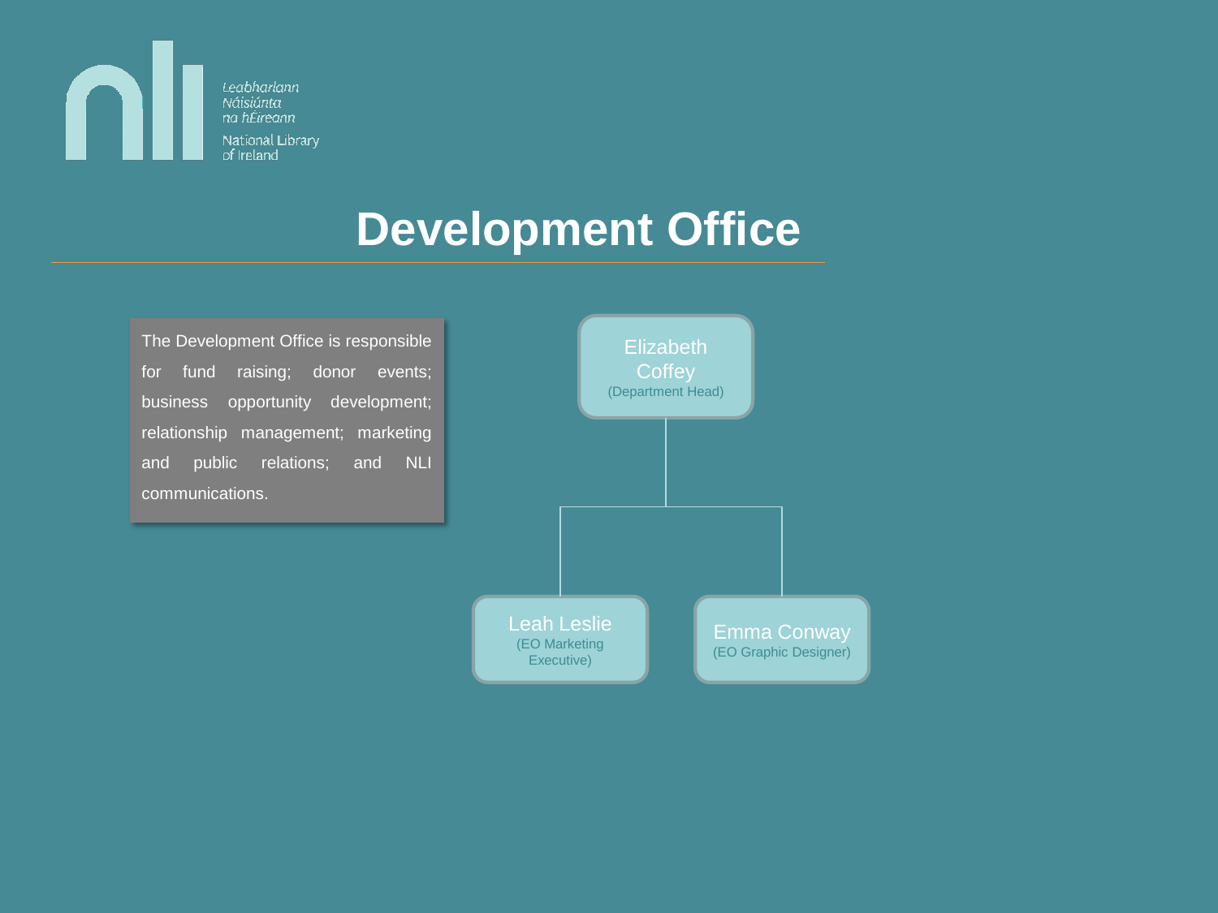Leabharlann Náisiúnta na hÉireann

National Library of Ireland

# Development Office

The Development Office is responsible for fund raising; donor events; business opportunity development; relationship management; marketing and public relations; and NLI communications.

- **Elizabeth Coffey** (Department Head)
  - **Leah Leslie** (EO Marketing Executive)
  - **Emma Conway** (EO Graphic Designer)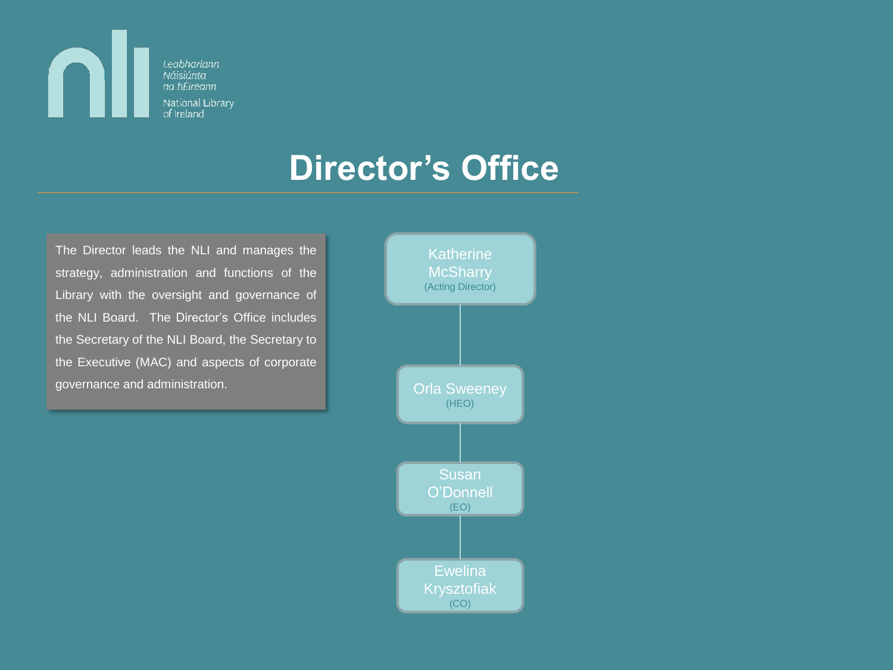Leabharlann Náisiúnta na hÉireann

National Library of Ireland

# Director's Office

The Director leads the NLI and manages the strategy, administration and functions of the Library with the oversight and governance of the NLI Board. The Director's Office includes the Secretary of the NLI Board, the Secretary to the Executive (MAC) and aspects of corporate governance and administration.

Katherine McSharry (Acting Director)

Orla Sweeney (HEO)

Susan O'Donnell (EO)

Ewelina Krysztofiak (CO)